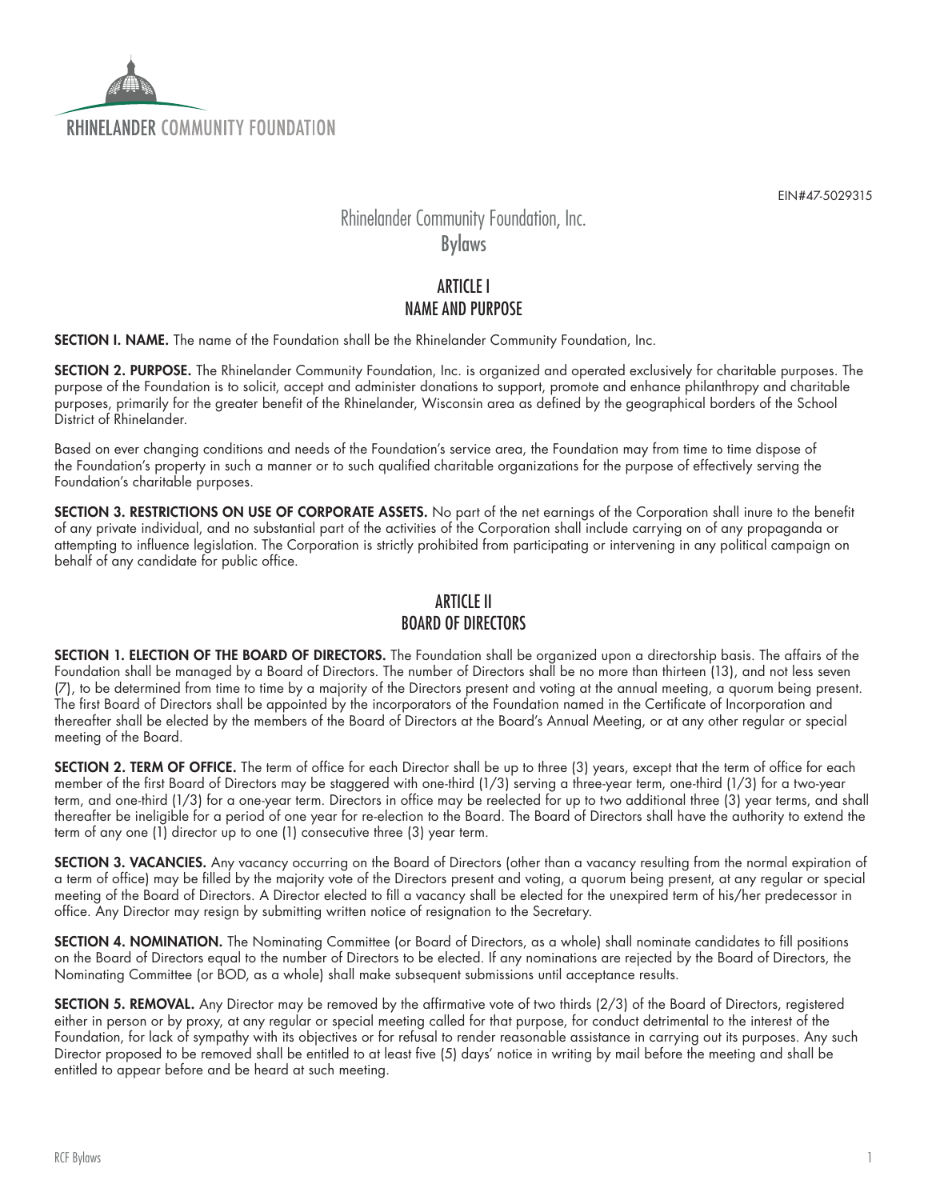RHINELANDER COMMUNITY FOUNDATION

EIN#47-5029315

# Rhinelander Community Foundation, Inc.
# Bylaws

## ARTICLE I
## NAME AND PURPOSE

**SECTION I. NAME.** The name of the Foundation shall be the Rhinelander Community Foundation, Inc.

**SECTION 2. PURPOSE.** The Rhinelander Community Foundation, Inc. is organized and operated exclusively for charitable purposes. The purpose of the Foundation is to solicit, accept and administer donations to support, promote and enhance philanthropy and charitable purposes, primarily for the greater benefit of the Rhinelander, Wisconsin area as defined by the geographical borders of the School District of Rhinelander.

Based on ever changing conditions and needs of the Foundation's service area, the Foundation may from time to time dispose of the Foundation's property in such a manner or to such qualified charitable organizations for the purpose of effectively serving the Foundation's charitable purposes.

**SECTION 3. RESTRICTIONS ON USE OF CORPORATE ASSETS.** No part of the net earnings of the Corporation shall inure to the benefit of any private individual, and no substantial part of the activities of the Corporation shall include carrying on of any propaganda or attempting to influence legislation. The Corporation is strictly prohibited from participating or intervening in any political campaign on behalf of any candidate for public office.

## ARTICLE II
## BOARD OF DIRECTORS

**SECTION 1. ELECTION OF THE BOARD OF DIRECTORS.** The Foundation shall be organized upon a directorship basis. The affairs of the Foundation shall be managed by a Board of Directors. The number of Directors shall be no more than thirteen (13), and not less seven (7), to be determined from time to time by a majority of the Directors present and voting at the annual meeting, a quorum being present. The first Board of Directors shall be appointed by the incorporators of the Foundation named in the Certificate of Incorporation and thereafter shall be elected by the members of the Board of Directors at the Board's Annual Meeting, or at any other regular or special meeting of the Board.

**SECTION 2. TERM OF OFFICE.** The term of office for each Director shall be up to three (3) years, except that the term of office for each member of the first Board of Directors may be staggered with one-third (1/3) serving a three-year term, one-third (1/3) for a two-year term, and one-third (1/3) for a one-year term. Directors in office may be reelected for up to two additional three (3) year terms, and shall thereafter be ineligible for a period of one year for re-election to the Board. The Board of Directors shall have the authority to extend the term of any one (1) director up to one (1) consecutive three (3) year term.

**SECTION 3. VACANCIES.** Any vacancy occurring on the Board of Directors (other than a vacancy resulting from the normal expiration of a term of office) may be filled by the majority vote of the Directors present and voting, a quorum being present, at any regular or special meeting of the Board of Directors. A Director elected to fill a vacancy shall be elected for the unexpired term of his/her predecessor in office. Any Director may resign by submitting written notice of resignation to the Secretary.

**SECTION 4. NOMINATION.** The Nominating Committee (or Board of Directors, as a whole) shall nominate candidates to fill positions on the Board of Directors equal to the number of Directors to be elected. If any nominations are rejected by the Board of Directors, the Nominating Committee (or BOD, as a whole) shall make subsequent submissions until acceptance results.

**SECTION 5. REMOVAL.** Any Director may be removed by the affirmative vote of two thirds (2/3) of the Board of Directors, registered either in person or by proxy, at any regular or special meeting called for that purpose, for conduct detrimental to the interest of the Foundation, for lack of sympathy with its objectives or for refusal to render reasonable assistance in carrying out its purposes. Any such Director proposed to be removed shall be entitled to at least five (5) days' notice in writing by mail before the meeting and shall be entitled to appear before and be heard at such meeting.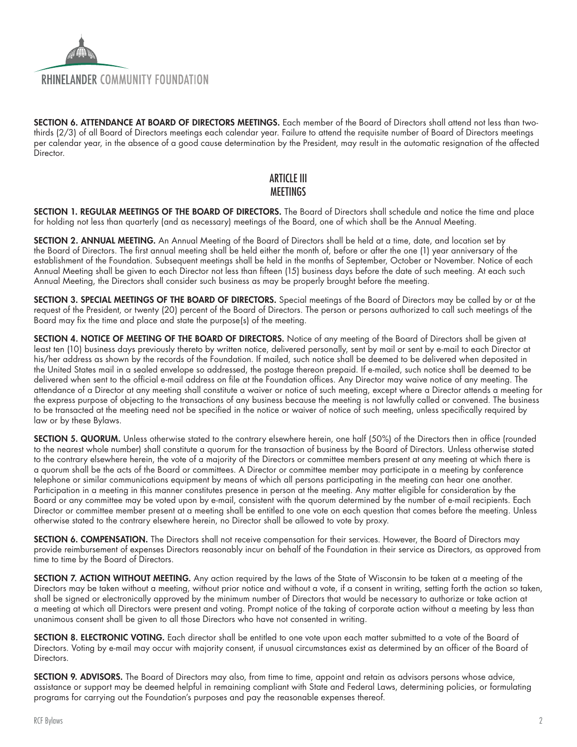**SECTION 6. ATTENDANCE AT BOARD OF DIRECTORS MEETINGS.** Each member of the Board of Directors shall attend not less than two-thirds (2/3) of all Board of Directors meetings each calendar year. Failure to attend the requisite number of Board of Directors meetings per calendar year, in the absence of a good cause determination by the President, may result in the automatic resignation of the affected Director.

## ARTICLE III
## MEETINGS

**SECTION 1. REGULAR MEETINGS OF THE BOARD OF DIRECTORS.** The Board of Directors shall schedule and notice the time and place for holding not less than quarterly (and as necessary) meetings of the Board, one of which shall be the Annual Meeting.

**SECTION 2. ANNUAL MEETING.** An Annual Meeting of the Board of Directors shall be held at a time, date, and location set by the Board of Directors. The first annual meeting shall be held either the month of, before or after the one (1) year anniversary of the establishment of the Foundation. Subsequent meetings shall be held in the months of September, October or November. Notice of each Annual Meeting shall be given to each Director not less than fifteen (15) business days before the date of such meeting. At each such Annual Meeting, the Directors shall consider such business as may be properly brought before the meeting.

**SECTION 3. SPECIAL MEETINGS OF THE BOARD OF DIRECTORS.** Special meetings of the Board of Directors may be called by or at the request of the President, or twenty (20) percent of the Board of Directors. The person or persons authorized to call such meetings of the Board may fix the time and place and state the purpose(s) of the meeting.

**SECTION 4. NOTICE OF MEETING OF THE BOARD OF DIRECTORS.** Notice of any meeting of the Board of Directors shall be given at least ten (10) business days previously thereto by written notice, delivered personally, sent by mail or sent by e-mail to each Director at his/her address as shown by the records of the Foundation. If mailed, such notice shall be deemed to be delivered when deposited in the United States mail in a sealed envelope so addressed, the postage thereon prepaid. If e-mailed, such notice shall be deemed to be delivered when sent to the official e-mail address on file at the Foundation offices. Any Director may waive notice of any meeting. The attendance of a Director at any meeting shall constitute a waiver or notice of such meeting, except where a Director attends a meeting for the express purpose of objecting to the transactions of any business because the meeting is not lawfully called or convened. The business to be transacted at the meeting need not be specified in the notice or waiver of notice of such meeting, unless specifically required by law or by these Bylaws.

**SECTION 5. QUORUM.** Unless otherwise stated to the contrary elsewhere herein, one half (50%) of the Directors then in office (rounded to the nearest whole number) shall constitute a quorum for the transaction of business by the Board of Directors. Unless otherwise stated to the contrary elsewhere herein, the vote of a majority of the Directors or committee members present at any meeting at which there is a quorum shall be the acts of the Board or committees. A Director or committee member may participate in a meeting by conference telephone or similar communications equipment by means of which all persons participating in the meeting can hear one another. Participation in a meeting in this manner constitutes presence in person at the meeting. Any matter eligible for consideration by the Board or any committee may be voted upon by e-mail, consistent with the quorum determined by the number of e-mail recipients. Each Director or committee member present at a meeting shall be entitled to one vote on each question that comes before the meeting. Unless otherwise stated to the contrary elsewhere herein, no Director shall be allowed to vote by proxy.

**SECTION 6. COMPENSATION.** The Directors shall not receive compensation for their services. However, the Board of Directors may provide reimbursement of expenses Directors reasonably incur on behalf of the Foundation in their service as Directors, as approved from time to time by the Board of Directors.

**SECTION 7. ACTION WITHOUT MEETING.** Any action required by the laws of the State of Wisconsin to be taken at a meeting of the Directors may be taken without a meeting, without prior notice and without a vote, if a consent in writing, setting forth the action so taken, shall be signed or electronically approved by the minimum number of Directors that would be necessary to authorize or take action at a meeting at which all Directors were present and voting. Prompt notice of the taking of corporate action without a meeting by less than unanimous consent shall be given to all those Directors who have not consented in writing.

**SECTION 8. ELECTRONIC VOTING.** Each director shall be entitled to one vote upon each matter submitted to a vote of the Board of Directors. Voting by e-mail may occur with majority consent, if unusual circumstances exist as determined by an officer of the Board of Directors.

**SECTION 9. ADVISORS.** The Board of Directors may also, from time to time, appoint and retain as advisors persons whose advice, assistance or support may be deemed helpful in remaining compliant with State and Federal Laws, determining policies, or formulating programs for carrying out the Foundation's purposes and pay the reasonable expenses thereof.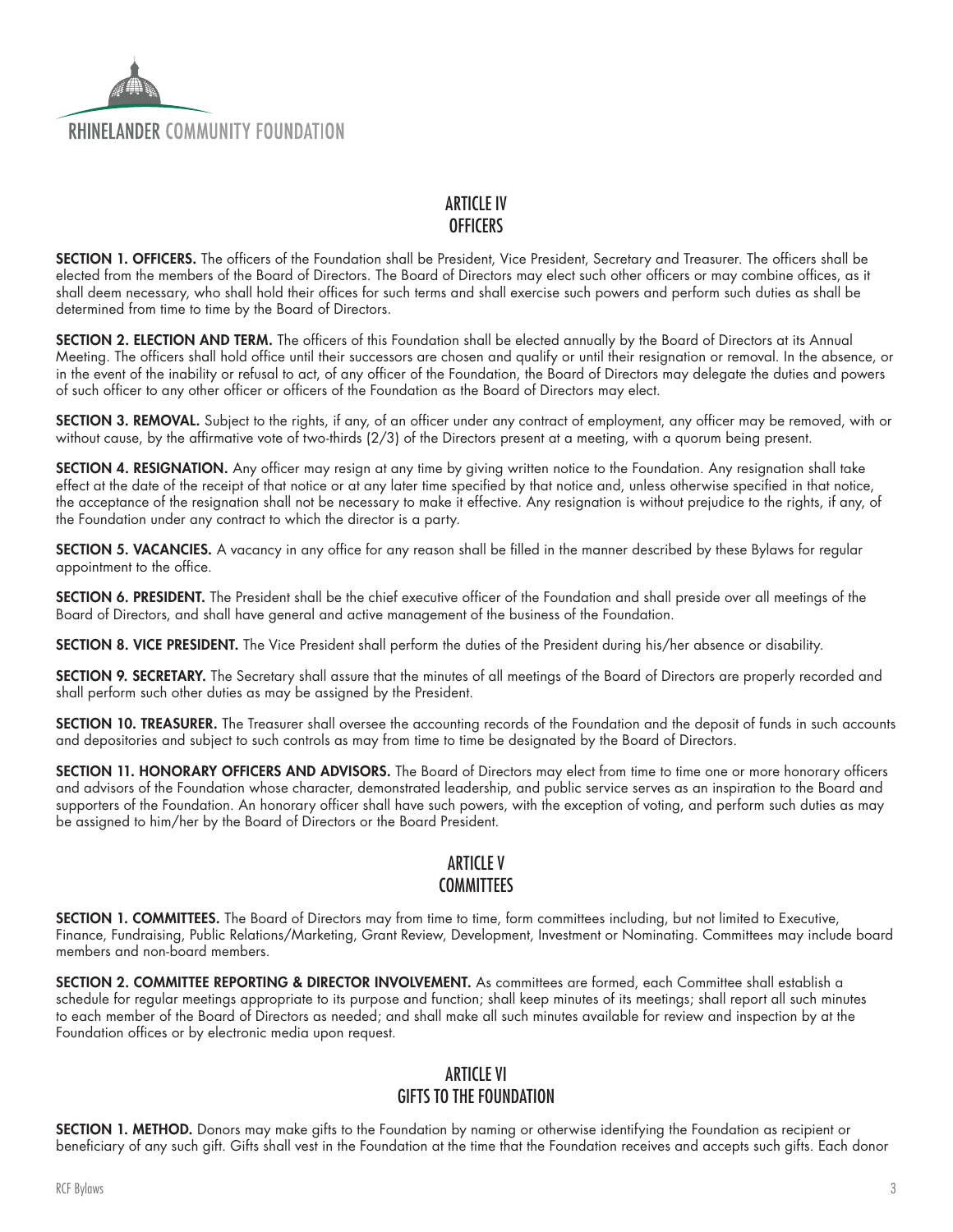## ARTICLE IV
## OFFICERS

**SECTION 1. OFFICERS.** The officers of the Foundation shall be President, Vice President, Secretary and Treasurer. The officers shall be elected from the members of the Board of Directors. The Board of Directors may elect such other officers or may combine offices, as it shall deem necessary, who shall hold their offices for such terms and shall exercise such powers and perform such duties as shall be determined from time to time by the Board of Directors.

**SECTION 2. ELECTION AND TERM.** The officers of this Foundation shall be elected annually by the Board of Directors at its Annual Meeting. The officers shall hold office until their successors are chosen and qualify or until their resignation or removal. In the absence, or in the event of the inability or refusal to act, of any officer of the Foundation, the Board of Directors may delegate the duties and powers of such officer to any other officer or officers of the Foundation as the Board of Directors may elect.

**SECTION 3. REMOVAL.** Subject to the rights, if any, of an officer under any contract of employment, any officer may be removed, with or without cause, by the affirmative vote of two-thirds (2/3) of the Directors present at a meeting, with a quorum being present.

**SECTION 4. RESIGNATION.** Any officer may resign at any time by giving written notice to the Foundation. Any resignation shall take effect at the date of the receipt of that notice or at any later time specified by that notice and, unless otherwise specified in that notice, the acceptance of the resignation shall not be necessary to make it effective. Any resignation is without prejudice to the rights, if any, of the Foundation under any contract to which the director is a party.

**SECTION 5. VACANCIES.** A vacancy in any office for any reason shall be filled in the manner described by these Bylaws for regular appointment to the office.

**SECTION 6. PRESIDENT.** The President shall be the chief executive officer of the Foundation and shall preside over all meetings of the Board of Directors, and shall have general and active management of the business of the Foundation.

**SECTION 8. VICE PRESIDENT.** The Vice President shall perform the duties of the President during his/her absence or disability.

**SECTION 9. SECRETARY.** The Secretary shall assure that the minutes of all meetings of the Board of Directors are properly recorded and shall perform such other duties as may be assigned by the President.

**SECTION 10. TREASURER.** The Treasurer shall oversee the accounting records of the Foundation and the deposit of funds in such accounts and depositories and subject to such controls as may from time to time be designated by the Board of Directors.

**SECTION 11. HONORARY OFFICERS AND ADVISORS.** The Board of Directors may elect from time to time one or more honorary officers and advisors of the Foundation whose character, demonstrated leadership, and public service serves as an inspiration to the Board and supporters of the Foundation. An honorary officer shall have such powers, with the exception of voting, and perform such duties as may be assigned to him/her by the Board of Directors or the Board President.

## ARTICLE V
## COMMITTEES

**SECTION 1. COMMITTEES.** The Board of Directors may from time to time, form committees including, but not limited to Executive, Finance, Fundraising, Public Relations/Marketing, Grant Review, Development, Investment or Nominating. Committees may include board members and non-board members.

**SECTION 2. COMMITTEE REPORTING & DIRECTOR INVOLVEMENT.** As committees are formed, each Committee shall establish a schedule for regular meetings appropriate to its purpose and function; shall keep minutes of its meetings; shall report all such minutes to each member of the Board of Directors as needed; and shall make all such minutes available for review and inspection by at the Foundation offices or by electronic media upon request.

## ARTICLE VI
## GIFTS TO THE FOUNDATION

**SECTION 1. METHOD.** Donors may make gifts to the Foundation by naming or otherwise identifying the Foundation as recipient or beneficiary of any such gift. Gifts shall vest in the Foundation at the time that the Foundation receives and accepts such gifts. Each donor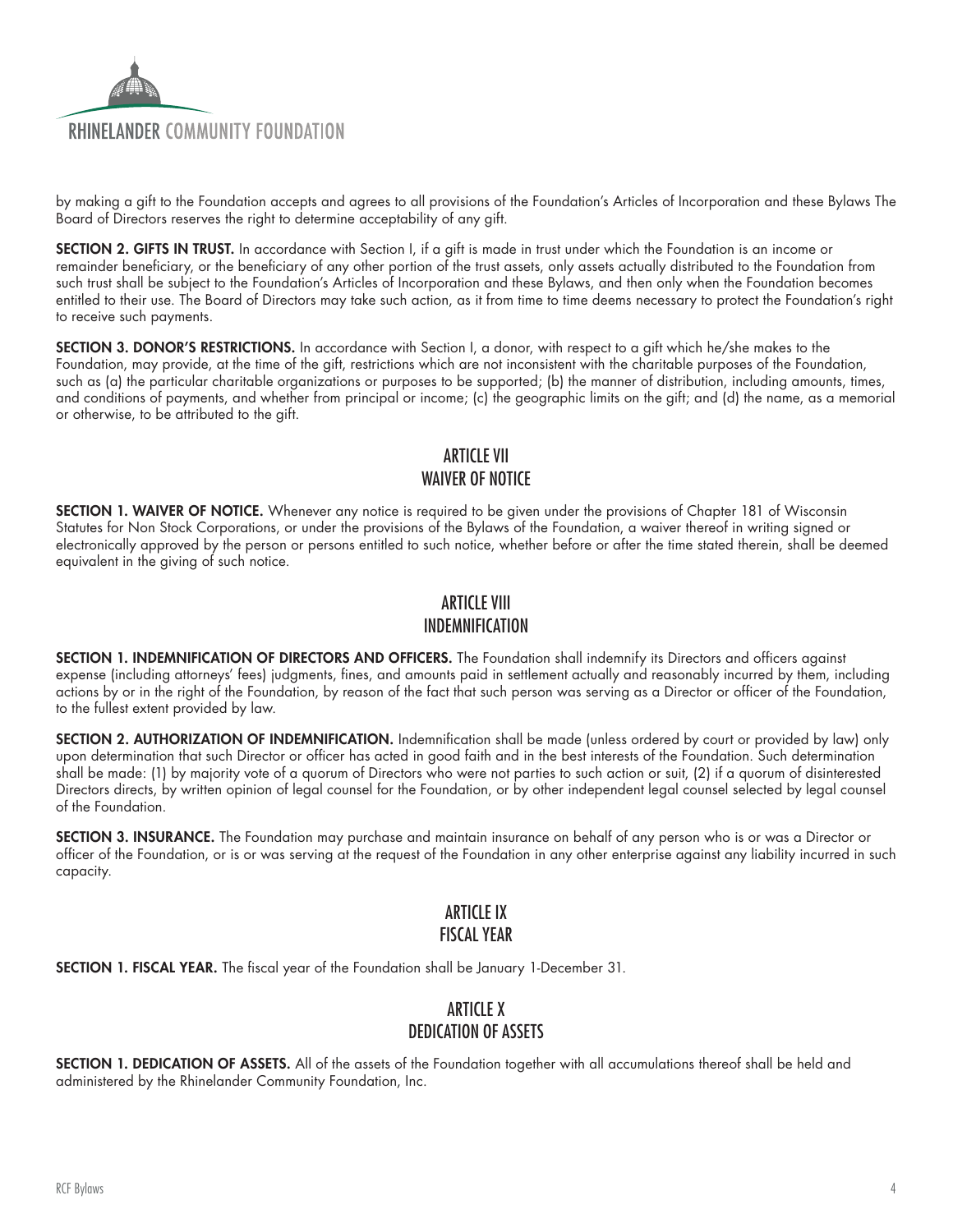by making a gift to the Foundation accepts and agrees to all provisions of the Foundation's Articles of Incorporation and these Bylaws The Board of Directors reserves the right to determine acceptability of any gift.

**SECTION 2. GIFTS IN TRUST.** In accordance with Section I, if a gift is made in trust under which the Foundation is an income or remainder beneficiary, or the beneficiary of any other portion of the trust assets, only assets actually distributed to the Foundation from such trust shall be subject to the Foundation's Articles of Incorporation and these Bylaws, and then only when the Foundation becomes entitled to their use. The Board of Directors may take such action, as it from time to time deems necessary to protect the Foundation's right to receive such payments.

**SECTION 3. DONOR'S RESTRICTIONS.** In accordance with Section I, a donor, with respect to a gift which he/she makes to the Foundation, may provide, at the time of the gift, restrictions which are not inconsistent with the charitable purposes of the Foundation, such as (a) the particular charitable organizations or purposes to be supported; (b) the manner of distribution, including amounts, times, and conditions of payments, and whether from principal or income; (c) the geographic limits on the gift; and (d) the name, as a memorial or otherwise, to be attributed to the gift.

## ARTICLE VII
## WAIVER OF NOTICE

**SECTION 1. WAIVER OF NOTICE.** Whenever any notice is required to be given under the provisions of Chapter 181 of Wisconsin Statutes for Non Stock Corporations, or under the provisions of the Bylaws of the Foundation, a waiver thereof in writing signed or electronically approved by the person or persons entitled to such notice, whether before or after the time stated therein, shall be deemed equivalent in the giving of such notice.

## ARTICLE VIII
## INDEMNIFICATION

**SECTION 1. INDEMNIFICATION OF DIRECTORS AND OFFICERS.** The Foundation shall indemnify its Directors and officers against expense (including attorneys' fees) judgments, fines, and amounts paid in settlement actually and reasonably incurred by them, including actions by or in the right of the Foundation, by reason of the fact that such person was serving as a Director or officer of the Foundation, to the fullest extent provided by law.

**SECTION 2. AUTHORIZATION OF INDEMNIFICATION.** Indemnification shall be made (unless ordered by court or provided by law) only upon determination that such Director or officer has acted in good faith and in the best interests of the Foundation. Such determination shall be made: (1) by majority vote of a quorum of Directors who were not parties to such action or suit, (2) if a quorum of disinterested Directors directs, by written opinion of legal counsel for the Foundation, or by other independent legal counsel selected by legal counsel of the Foundation.

**SECTION 3. INSURANCE.** The Foundation may purchase and maintain insurance on behalf of any person who is or was a Director or officer of the Foundation, or is or was serving at the request of the Foundation in any other enterprise against any liability incurred in such capacity.

## ARTICLE IX
## FISCAL YEAR

**SECTION 1. FISCAL YEAR.** The fiscal year of the Foundation shall be January 1-December 31.

## ARTICLE X
## DEDICATION OF ASSETS

**SECTION 1. DEDICATION OF ASSETS.** All of the assets of the Foundation together with all accumulations thereof shall be held and administered by the Rhinelander Community Foundation, Inc.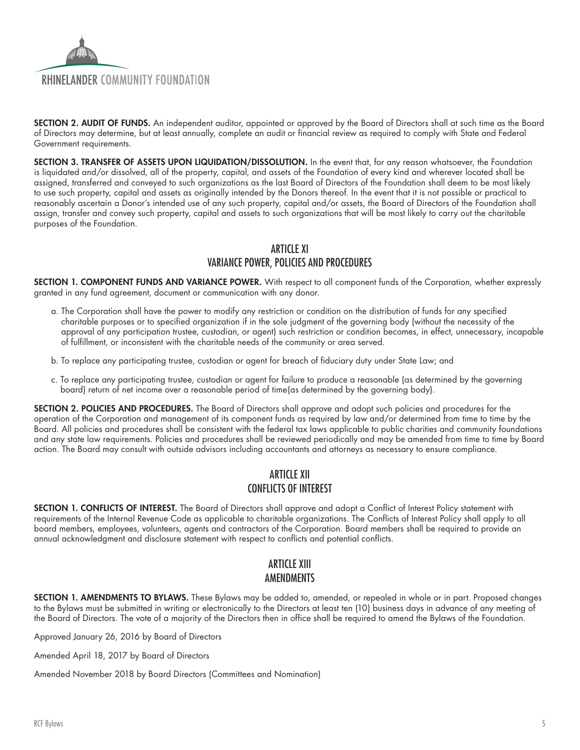**SECTION 2. AUDIT OF FUNDS.** An independent auditor, appointed or approved by the Board of Directors shall at such time as the Board of Directors may determine, but at least annually, complete an audit or financial review as required to comply with State and Federal Government requirements.

**SECTION 3. TRANSFER OF ASSETS UPON LIQUIDATION/DISSOLUTION.** In the event that, for any reason whatsoever, the Foundation is liquidated and/or dissolved, all of the property, capital, and assets of the Foundation of every kind and wherever located shall be assigned, transferred and conveyed to such organizations as the last Board of Directors of the Foundation shall deem to be most likely to use such property, capital and assets as originally intended by the Donors thereof. In the event that it is not possible or practical to reasonably ascertain a Donor's intended use of any such property, capital and/or assets, the Board of Directors of the Foundation shall assign, transfer and convey such property, capital and assets to such organizations that will be most likely to carry out the charitable purposes of the Foundation.

## ARTICLE XI
## VARIANCE POWER, POLICIES AND PROCEDURES

**SECTION 1. COMPONENT FUNDS AND VARIANCE POWER.** With respect to all component funds of the Corporation, whether expressly granted in any fund agreement, document or communication with any donor.

a. The Corporation shall have the power to modify any restriction or condition on the distribution of funds for any specified charitable purposes or to specified organization if in the sole judgment of the governing body (without the necessity of the approval of any participation trustee, custodian, or agent) such restriction or condition becomes, in effect, unnecessary, incapable of fulfillment, or inconsistent with the charitable needs of the community or area served.

b. To replace any participating trustee, custodian or agent for breach of fiduciary duty under State Law; and

c. To replace any participating trustee, custodian or agent for failure to produce a reasonable (as determined by the governing board) return of net income over a reasonable period of time(as determined by the governing body).

**SECTION 2. POLICIES AND PROCEDURES.** The Board of Directors shall approve and adopt such policies and procedures for the operation of the Corporation and management of its component funds as required by law and/or determined from time to time by the Board. All policies and procedures shall be consistent with the federal tax laws applicable to public charities and community foundations and any state law requirements. Policies and procedures shall be reviewed periodically and may be amended from time to time by Board action. The Board may consult with outside advisors including accountants and attorneys as necessary to ensure compliance.

## ARTICLE XII
## CONFLICTS OF INTEREST

**SECTION 1. CONFLICTS OF INTEREST.** The Board of Directors shall approve and adopt a Conflict of Interest Policy statement with requirements of the Internal Revenue Code as applicable to charitable organizations. The Conflicts of Interest Policy shall apply to all board members, employees, volunteers, agents and contractors of the Corporation. Board members shall be required to provide an annual acknowledgment and disclosure statement with respect to conflicts and potential conflicts.

## ARTICLE XIII
## AMENDMENTS

**SECTION 1. AMENDMENTS TO BYLAWS.** These Bylaws may be added to, amended, or repealed in whole or in part. Proposed changes to the Bylaws must be submitted in writing or electronically to the Directors at least ten (10) business days in advance of any meeting of the Board of Directors. The vote of a majority of the Directors then in office shall be required to amend the Bylaws of the Foundation.

Approved January 26, 2016 by Board of Directors

Amended April 18, 2017 by Board of Directors

Amended November 2018 by Board Directors (Committees and Nomination)